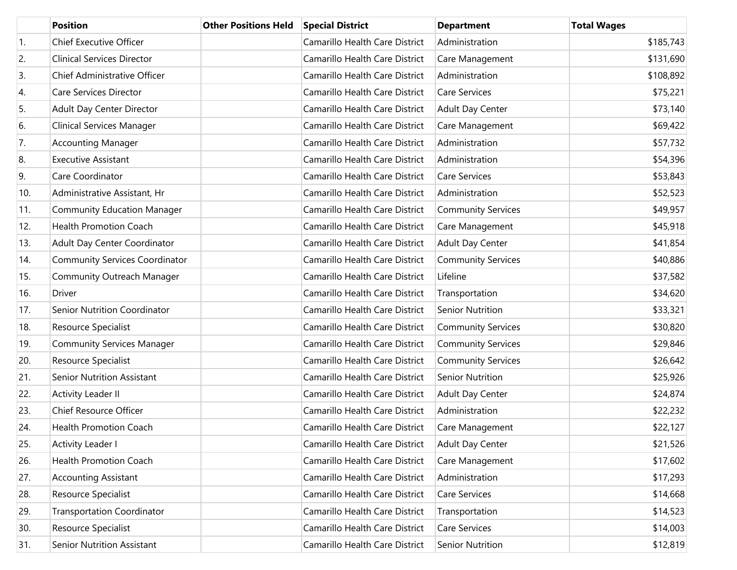| | Position | Other Positions Held | Special District | Department | Total Wages |
|---|---|---|---|---|---|
| 1. | Chief Executive Officer | | Camarillo Health Care District | Administration | $185,743 |
| 2. | Clinical Services Director | | Camarillo Health Care District | Care Management | $131,690 |
| 3. | Chief Administrative Officer | | Camarillo Health Care District | Administration | $108,892 |
| 4. | Care Services Director | | Camarillo Health Care District | Care Services | $75,221 |
| 5. | Adult Day Center Director | | Camarillo Health Care District | Adult Day Center | $73,140 |
| 6. | Clinical Services Manager | | Camarillo Health Care District | Care Management | $69,422 |
| 7. | Accounting Manager | | Camarillo Health Care District | Administration | $57,732 |
| 8. | Executive Assistant | | Camarillo Health Care District | Administration | $54,396 |
| 9. | Care Coordinator | | Camarillo Health Care District | Care Services | $53,843 |
| 10. | Administrative Assistant, Hr | | Camarillo Health Care District | Administration | $52,523 |
| 11. | Community Education Manager | | Camarillo Health Care District | Community Services | $49,957 |
| 12. | Health Promotion Coach | | Camarillo Health Care District | Care Management | $45,918 |
| 13. | Adult Day Center Coordinator | | Camarillo Health Care District | Adult Day Center | $41,854 |
| 14. | Community Services Coordinator | | Camarillo Health Care District | Community Services | $40,886 |
| 15. | Community Outreach Manager | | Camarillo Health Care District | Lifeline | $37,582 |
| 16. | Driver | | Camarillo Health Care District | Transportation | $34,620 |
| 17. | Senior Nutrition Coordinator | | Camarillo Health Care District | Senior Nutrition | $33,321 |
| 18. | Resource Specialist | | Camarillo Health Care District | Community Services | $30,820 |
| 19. | Community Services Manager | | Camarillo Health Care District | Community Services | $29,846 |
| 20. | Resource Specialist | | Camarillo Health Care District | Community Services | $26,642 |
| 21. | Senior Nutrition Assistant | | Camarillo Health Care District | Senior Nutrition | $25,926 |
| 22. | Activity Leader II | | Camarillo Health Care District | Adult Day Center | $24,874 |
| 23. | Chief Resource Officer | | Camarillo Health Care District | Administration | $22,232 |
| 24. | Health Promotion Coach | | Camarillo Health Care District | Care Management | $22,127 |
| 25. | Activity Leader I | | Camarillo Health Care District | Adult Day Center | $21,526 |
| 26. | Health Promotion Coach | | Camarillo Health Care District | Care Management | $17,602 |
| 27. | Accounting Assistant | | Camarillo Health Care District | Administration | $17,293 |
| 28. | Resource Specialist | | Camarillo Health Care District | Care Services | $14,668 |
| 29. | Transportation Coordinator | | Camarillo Health Care District | Transportation | $14,523 |
| 30. | Resource Specialist | | Camarillo Health Care District | Care Services | $14,003 |
| 31. | Senior Nutrition Assistant | | Camarillo Health Care District | Senior Nutrition | $12,819 |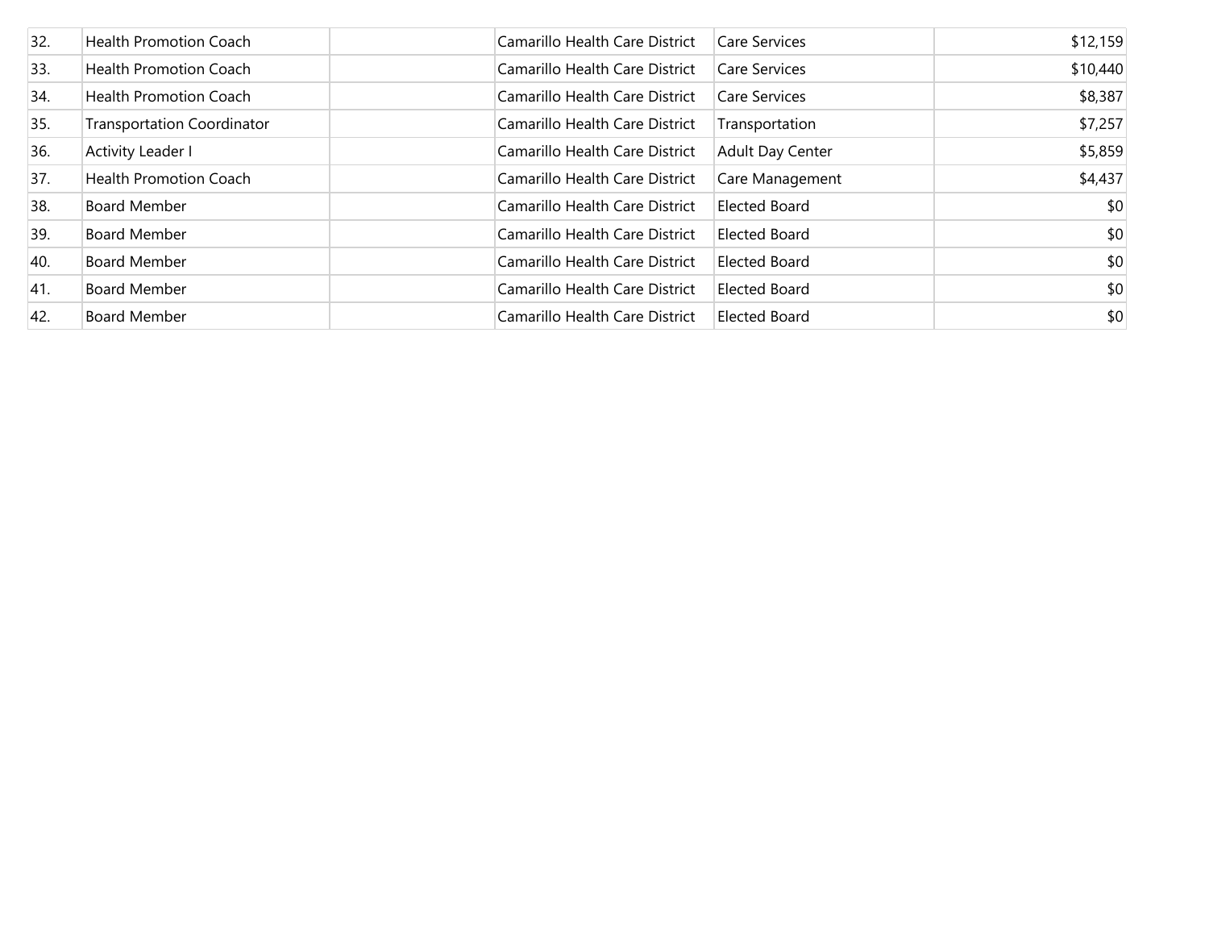| | | | | | |
|---|---|---|---|---|---|
| 32. | Health Promotion Coach | | Camarillo Health Care District | Care Services | $12,159 |
| 33. | Health Promotion Coach | | Camarillo Health Care District | Care Services | $10,440 |
| 34. | Health Promotion Coach | | Camarillo Health Care District | Care Services | $8,387 |
| 35. | Transportation Coordinator | | Camarillo Health Care District | Transportation | $7,257 |
| 36. | Activity Leader I | | Camarillo Health Care District | Adult Day Center | $5,859 |
| 37. | Health Promotion Coach | | Camarillo Health Care District | Care Management | $4,437 |
| 38. | Board Member | | Camarillo Health Care District | Elected Board | $0 |
| 39. | Board Member | | Camarillo Health Care District | Elected Board | $0 |
| 40. | Board Member | | Camarillo Health Care District | Elected Board | $0 |
| 41. | Board Member | | Camarillo Health Care District | Elected Board | $0 |
| 42. | Board Member | | Camarillo Health Care District | Elected Board | $0 |